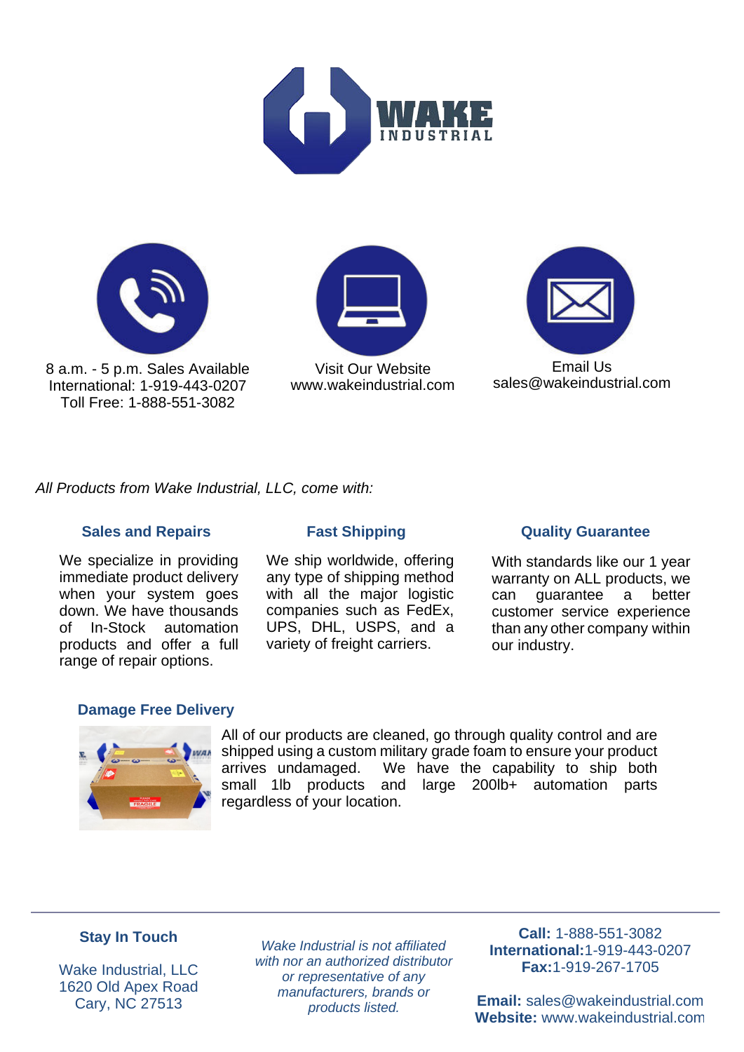# WAKE INDUSTRIAL

8 a.m. - 5 p.m. Sales Available
International: 1-919-443-0207
Toll Free: 1-888-551-3082

Visit Our Website
www.wakeindustrial.com

Email Us
sales@wakeindustrial.com

*All Products from Wake Industrial, LLC, come with:*

### Sales and Repairs

We specialize in providing immediate product delivery when your system goes down. We have thousands of In-Stock automation products and offer a full range of repair options.

### Fast Shipping

We ship worldwide, offering any type of shipping method with all the major logistic companies such as FedEx, UPS, DHL, USPS, and a variety of freight carriers.

### Quality Guarantee

With standards like our 1 year warranty on ALL products, we can guarantee a better customer service experience than any other company within our industry.

### Damage Free Delivery

All of our products are cleaned, go through quality control and are shipped using a custom military grade foam to ensure your product arrives undamaged. We have the capability to ship both small 1lb products and large 200lb+ automation parts regardless of your location.

---

**Stay In Touch**

Wake Industrial, LLC
1620 Old Apex Road
Cary, NC 27513

*Wake Industrial is not affiliated with nor an authorized distributor or representative of any manufacturers, brands or products listed.*

**Call:** 1-888-551-3082
**International:** 1-919-443-0207
**Fax:** 1-919-267-1705

**Email:** sales@wakeindustrial.com
**Website:** www.wakeindustrial.com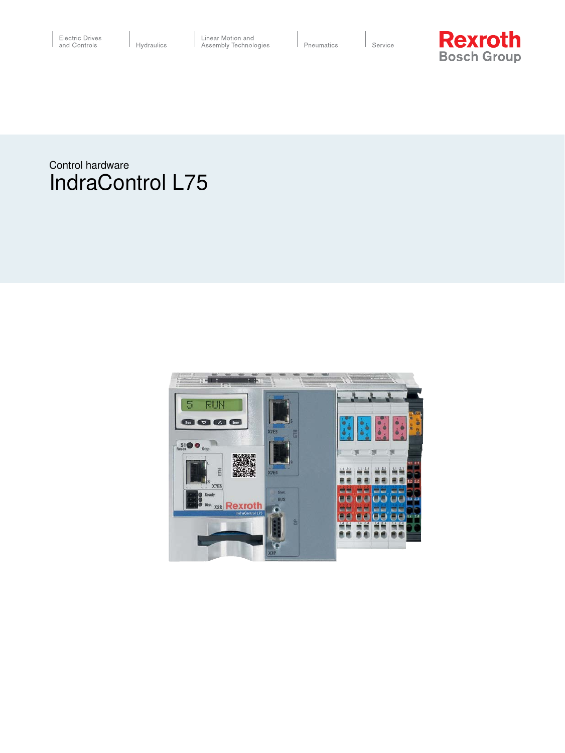Electric Drives and Controls | Hydraulics | Linear Motion and Assembly Technologies | Pneumatics | Service

Rexroth
Bosch Group

Control hardware

# IndraControl L75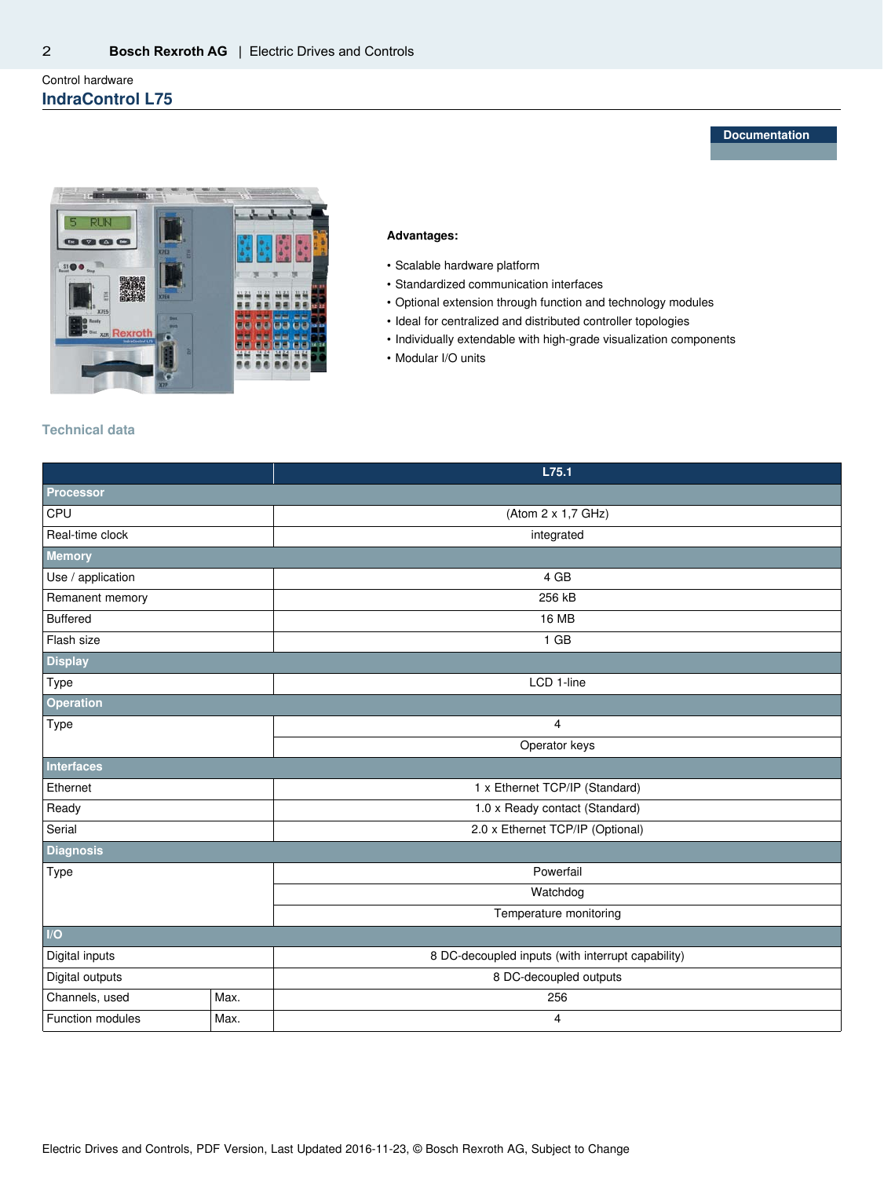Control hardware

## IndraControl L75

Documentation

**Advantages:**

- Scalable hardware platform
- Standardized communication interfaces
- Optional extension through function and technology modules
- Ideal for centralized and distributed controller topologies
- Individually extendable with high-grade visualization components
- Modular I/O units

### Technical data

| | | L75.1 |
|---|---|---|
| **Processor** | | |
| CPU | | (Atom 2 x 1,7 GHz) |
| Real-time clock | | integrated |
| **Memory** | | |
| Use / application | | 4 GB |
| Remanent memory | | 256 kB |
| Buffered | | 16 MB |
| Flash size | | 1 GB |
| **Display** | | |
| Type | | LCD 1-line |
| **Operation** | | |
| Type | | 4 |
| | | Operator keys |
| **Interfaces** | | |
| Ethernet | | 1 x Ethernet TCP/IP (Standard) |
| Ready | | 1.0 x Ready contact (Standard) |
| Serial | | 2.0 x Ethernet TCP/IP (Optional) |
| **Diagnosis** | | |
| Type | | Powerfail |
| | | Watchdog |
| | | Temperature monitoring |
| **I/O** | | |
| Digital inputs | | 8 DC-decoupled inputs (with interrupt capability) |
| Digital outputs | | 8 DC-decoupled outputs |
| Channels, used | Max. | 256 |
| Function modules | Max. | 4 |

Electric Drives and Controls, PDF Version, Last Updated 2016-11-23, © Bosch Rexroth AG, Subject to Change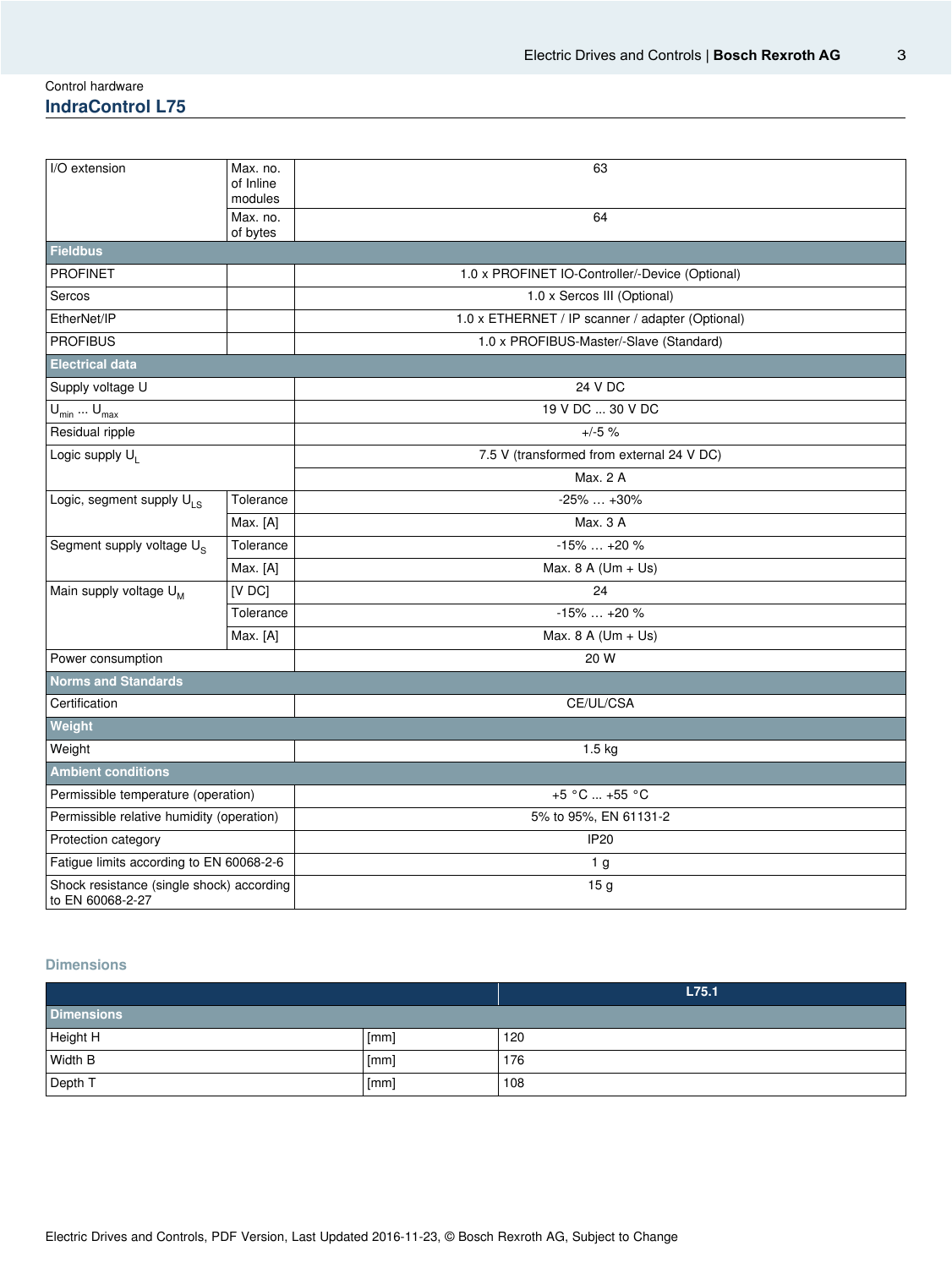Control hardware

## IndraControl L75

| | | |
|---|---|---|
| I/O extension | Max. no. of Inline modules | 63 |
| | Max. no. of bytes | 64 |
| **Fieldbus** | | |
| PROFINET | | 1.0 x PROFINET IO-Controller/-Device (Optional) |
| Sercos | | 1.0 x Sercos III (Optional) |
| EtherNet/IP | | 1.0 x ETHERNET / IP scanner / adapter (Optional) |
| PROFIBUS | | 1.0 x PROFIBUS-Master/-Slave (Standard) |
| **Electrical data** | | |
| Supply voltage U | | 24 V DC |
| $U_{min}$ ... $U_{max}$ | | 19 V DC ... 30 V DC |
| Residual ripple | | +/-5 % |
| Logic supply $U_L$ | | 7.5 V (transformed from external 24 V DC) |
| | | Max. 2 A |
| Logic, segment supply $U_{LS}$ | Tolerance | -25% … +30% |
| | Max. [A] | Max. 3 A |
| Segment supply voltage $U_S$ | Tolerance | -15% … +20 % |
| | Max. [A] | Max. 8 A (Um + Us) |
| Main supply voltage $U_M$ | [V DC] | 24 |
| | Tolerance | -15% … +20 % |
| | Max. [A] | Max. 8 A (Um + Us) |
| Power consumption | | 20 W |
| **Norms and Standards** | | |
| Certification | | CE/UL/CSA |
| **Weight** | | |
| Weight | | 1.5 kg |
| **Ambient conditions** | | |
| Permissible temperature (operation) | | +5 °C ... +55 °C |
| Permissible relative humidity (operation) | | 5% to 95%, EN 61131-2 |
| Protection category | | IP20 |
| Fatigue limits according to EN 60068-2-6 | | 1 g |
| Shock resistance (single shock) according to EN 60068-2-27 | | 15 g |

### Dimensions

| | | L75.1 |
|---|---|---|
| **Dimensions** | | |
| Height H | [mm] | 120 |
| Width B | [mm] | 176 |
| Depth T | [mm] | 108 |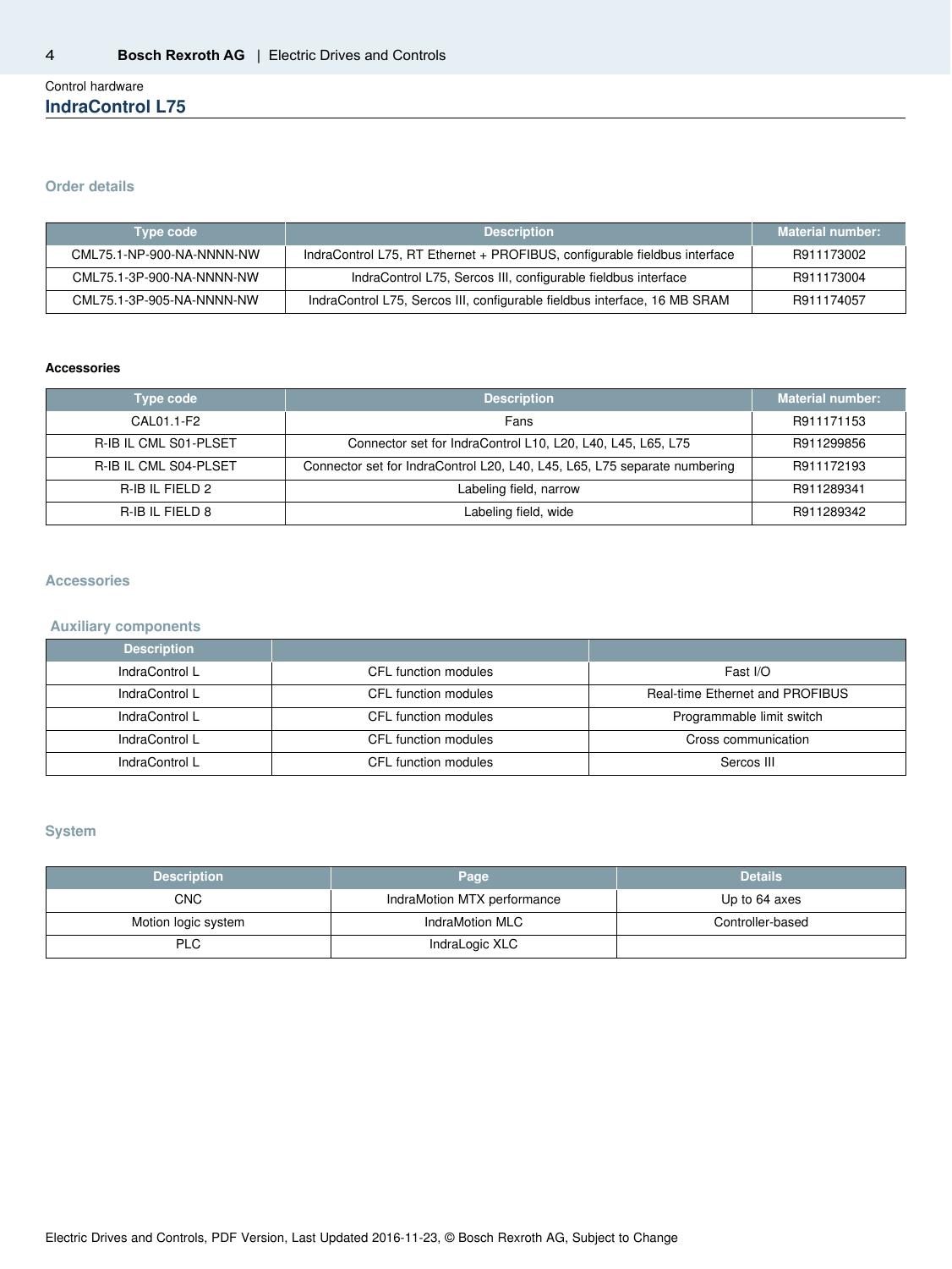Control hardware

# IndraControl L75

## Order details

| Type code | Description | Material number: |
|---|---|---|
| CML75.1-NP-900-NA-NNNN-NW | IndraControl L75, RT Ethernet + PROFIBUS, configurable fieldbus interface | R911173002 |
| CML75.1-3P-900-NA-NNNN-NW | IndraControl L75, Sercos III, configurable fieldbus interface | R911173004 |
| CML75.1-3P-905-NA-NNNN-NW | IndraControl L75, Sercos III, configurable fieldbus interface, 16 MB SRAM | R911174057 |

**Accessories**

| Type code | Description | Material number: |
|---|---|---|
| CAL01.1-F2 | Fans | R911171153 |
| R-IB IL CML S01-PLSET | Connector set for IndraControl L10, L20, L40, L45, L65, L75 | R911299856 |
| R-IB IL CML S04-PLSET | Connector set for IndraControl L20, L40, L45, L65, L75 separate numbering | R911172193 |
| R-IB IL FIELD 2 | Labeling field, narrow | R911289341 |
| R-IB IL FIELD 8 | Labeling field, wide | R911289342 |

## Accessories

### Auxiliary components

| Description | | |
|---|---|---|
| IndraControl L | CFL function modules | Fast I/O |
| IndraControl L | CFL function modules | Real-time Ethernet and PROFIBUS |
| IndraControl L | CFL function modules | Programmable limit switch |
| IndraControl L | CFL function modules | Cross communication |
| IndraControl L | CFL function modules | Sercos III |

## System

| Description | Page | Details |
|---|---|---|
| CNC | IndraMotion MTX performance | Up to 64 axes |
| Motion logic system | IndraMotion MLC | Controller-based |
| PLC | IndraLogic XLC | |

Electric Drives and Controls, PDF Version, Last Updated 2016-11-23, © Bosch Rexroth AG, Subject to Change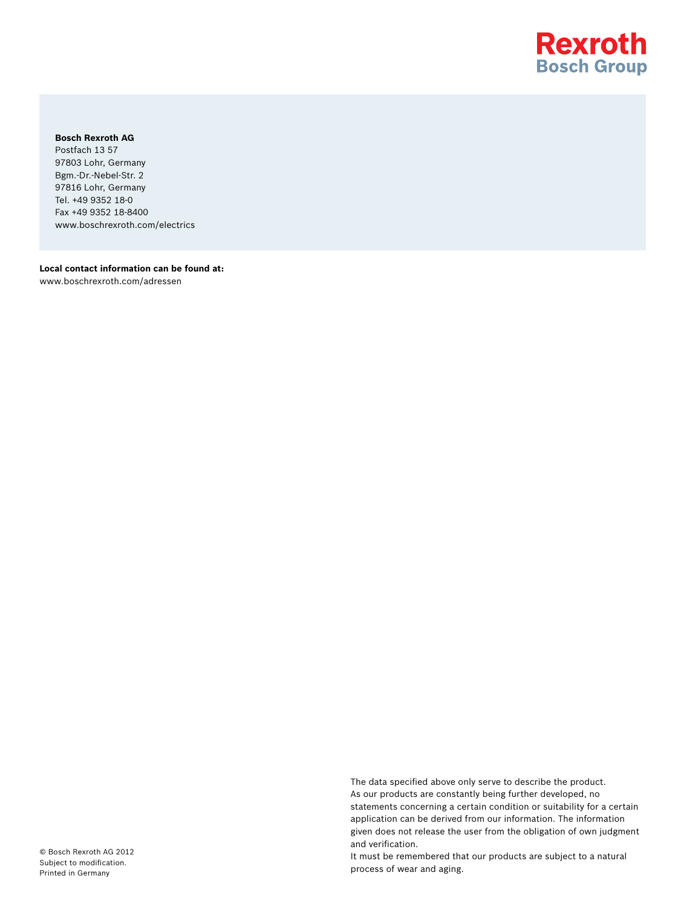Rexroth
Bosch Group

**Bosch Rexroth AG**
Postfach 13 57
97803 Lohr, Germany
Bgm.-Dr.-Nebel-Str. 2
97816 Lohr, Germany
Tel. +49 9352 18-0
Fax +49 9352 18-8400
www.boschrexroth.com/electrics

**Local contact information can be found at:**
www.boschrexroth.com/adressen

© Bosch Rexroth AG 2012
Subject to modification.
Printed in Germany

The data specified above only serve to describe the product. As our products are constantly being further developed, no statements concerning a certain condition or suitability for a certain application can be derived from our information. The information given does not release the user from the obligation of own judgment and verification.
It must be remembered that our products are subject to a natural process of wear and aging.